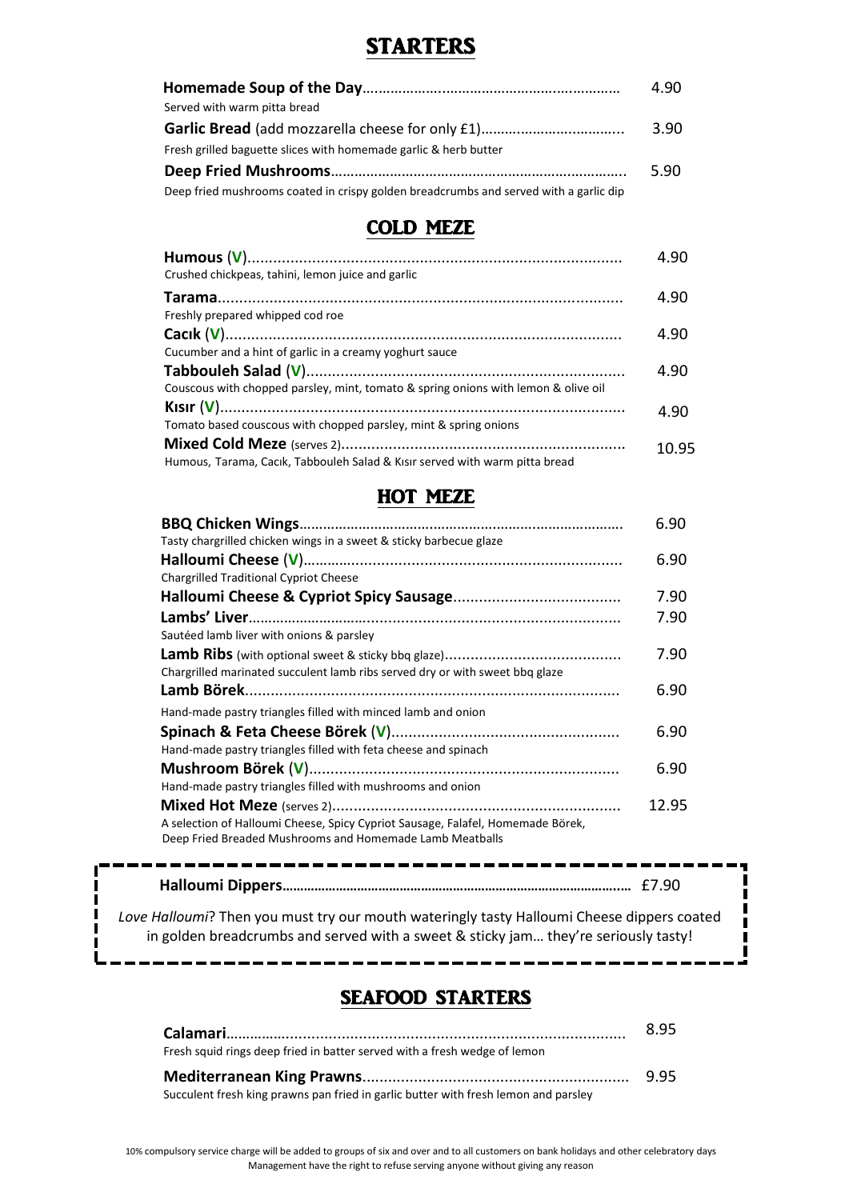# STARTERS

**Homemade Soup of the Day**................................................................ 4.90
Served with warm pitta bread

**Garlic Bread** (add mozzarella cheese for only £1)................................... 3.90
Fresh grilled baguette slices with homemade garlic & herb butter

**Deep Fried Mushrooms**........................................................................ 5.90
Deep fried mushrooms coated in crispy golden breadcrumbs and served with a garlic dip

## COLD MEZE

**Humous** (**V**)...................................................................................... 4.90
Crushed chickpeas, tahini, lemon juice and garlic

**Tarama**............................................................................................. 4.90
Freshly prepared whipped cod roe

**Cacık** (**V**)........................................................................................... 4.90
Cucumber and a hint of garlic in a creamy yoghurt sauce

**Tabbouleh Salad** (**V**)......................................................................... 4.90
Couscous with chopped parsley, mint, tomato & spring onions with lemon & olive oil

**Kısır** (**V**)............................................................................................. 4.90
Tomato based couscous with chopped parsley, mint & spring onions

**Mixed Cold Meze** (serves 2)................................................................. 10.95
Humous, Tarama, Cacık, Tabbouleh Salad & Kısır served with warm pitta bread

## HOT MEZE

**BBQ Chicken Wings**............................................................................... 6.90
Tasty chargrilled chicken wings in a sweet & sticky barbecue glaze

**Halloumi Cheese** (**V**).......................................................................... 6.90
Chargrilled Traditional Cypriot Cheese

**Halloumi Cheese & Cypriot Spicy Sausage**...................................... 7.90

**Lambs' Liver**........................................................................................ 7.90
Sautéed lamb liver with onions & parsley

**Lamb Ribs** (with optional sweet & sticky bbq glaze)......................................... 7.90
Chargrilled marinated succulent lamb ribs served dry or with sweet bbq glaze

**Lamb Börek**......................................................................................... 6.90
Hand-made pastry triangles filled with minced lamb and onion

**Spinach & Feta Cheese Börek** (**V**)................................................... 6.90
Hand-made pastry triangles filled with feta cheese and spinach

**Mushroom Börek** (**V**)....................................................................... 6.90
Hand-made pastry triangles filled with mushrooms and onion

**Mixed Hot Meze** (serves 2)................................................................. 12.95
A selection of Halloumi Cheese, Spicy Cypriot Sausage, Falafel, Homemade Börek, Deep Fried Breaded Mushrooms and Homemade Lamb Meatballs

---

**Halloumi Dippers**............................................................................................. £7.90

*Love Halloumi*? Then you must try our mouth wateringly tasty Halloumi Cheese dippers coated in golden breadcrumbs and served with a sweet & sticky jam… they're seriously tasty!

---

## SEAFOOD STARTERS

**Calamari**............................................................................................. 8.95
Fresh squid rings deep fried in batter served with a fresh wedge of lemon

**Mediterranean King Prawns**............................................................ 9.95
Succulent fresh king prawns pan fried in garlic butter with fresh lemon and parsley

10% compulsory service charge will be added to groups of six and over and to all customers on bank holidays and other celebratory days
Management have the right to refuse serving anyone without giving any reason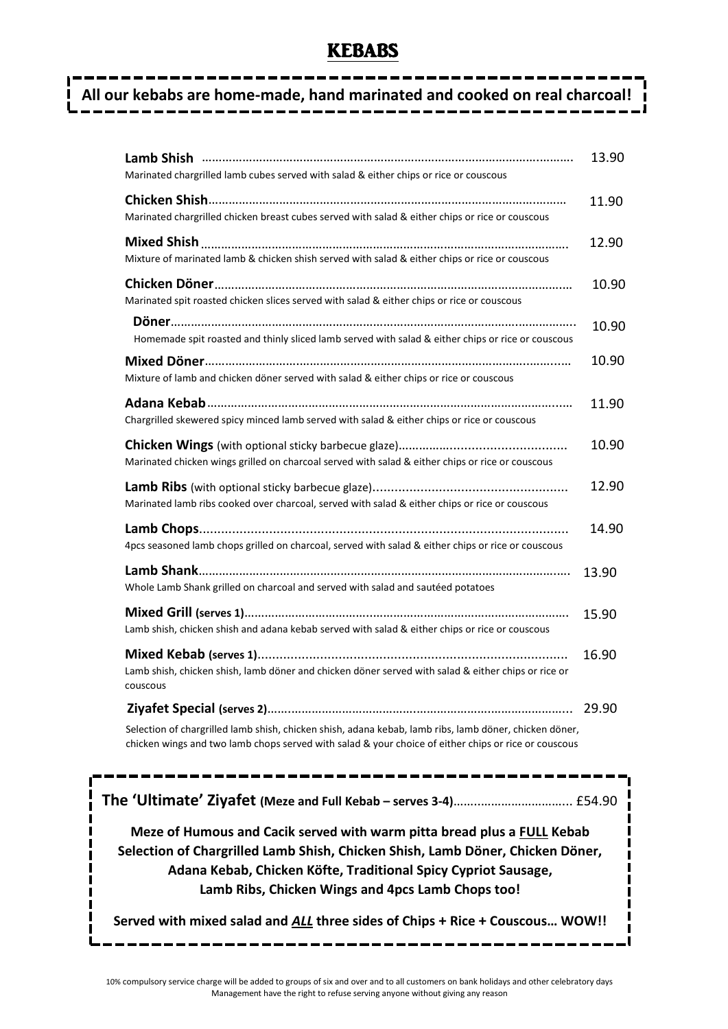# KEBABS

**All our kebabs are home-made, hand marinated and cooked on real charcoal!**

**Lamb Shish** ........................................................................................................ 13.90
Marinated chargrilled lamb cubes served with salad & either chips or rice or couscous

**Chicken Shish**........................................................................................................ 11.90
Marinated chargrilled chicken breast cubes served with salad & either chips or rice or couscous

**Mixed Shish** ........................................................................................................ 12.90
Mixture of marinated lamb & chicken shish served with salad & either chips or rice or couscous

**Chicken Döner**........................................................................................................ 10.90
Marinated spit roasted chicken slices served with salad & either chips or rice or couscous

**Döner**........................................................................................................ 10.90
Homemade spit roasted and thinly sliced lamb served with salad & either chips or rice or couscous

**Mixed Döner**........................................................................................................ 10.90
Mixture of lamb and chicken döner served with salad & either chips or rice or couscous

**Adana Kebab**........................................................................................................ 11.90
Chargrilled skewered spicy minced lamb served with salad & either chips or rice or couscous

**Chicken Wings** (with optional sticky barbecue glaze)................................................ 10.90
Marinated chicken wings grilled on charcoal served with salad & either chips or rice or couscous

**Lamb Ribs** (with optional sticky barbecue glaze)....................................................... 12.90
Marinated lamb ribs cooked over charcoal, served with salad & either chips or rice or couscous

**Lamb Chops**........................................................................................................ 14.90
4pcs seasoned lamb chops grilled on charcoal, served with salad & either chips or rice or couscous

**Lamb Shank**........................................................................................................ 13.90
Whole Lamb Shank grilled on charcoal and served with salad and sautéed potatoes

**Mixed Grill (serves 1)**.............................................................................................. 15.90
Lamb shish, chicken shish and adana kebab served with salad & either chips or rice or couscous

**Mixed Kebab (serves 1)**............................................................................................ 16.90
Lamb shish, chicken shish, lamb döner and chicken döner served with salad & either chips or rice or couscous

**Ziyafet Special (serves 2)**......................................................................................... 29.90
Selection of chargrilled lamb shish, chicken shish, adana kebab, lamb ribs, lamb döner, chicken döner, chicken wings and two lamb chops served with salad & your choice of either chips or rice or couscous

**The 'Ultimate' Ziyafet (Meze and Full Kebab – serves 3-4)**.................................. £54.90

**Meze of Humous and Cacik served with warm pitta bread plus a <u>FULL</u> Kebab Selection of Chargrilled Lamb Shish, Chicken Shish, Lamb Döner, Chicken Döner, Adana Kebab, Chicken Köfte, Traditional Spicy Cypriot Sausage, Lamb Ribs, Chicken Wings and 4pcs Lamb Chops too!**

**Served with mixed salad and *<u>ALL</u>* three sides of Chips + Rice + Couscous… WOW!!**

10% compulsory service charge will be added to groups of six and over and to all customers on bank holidays and other celebratory days
Management have the right to refuse serving anyone without giving any reason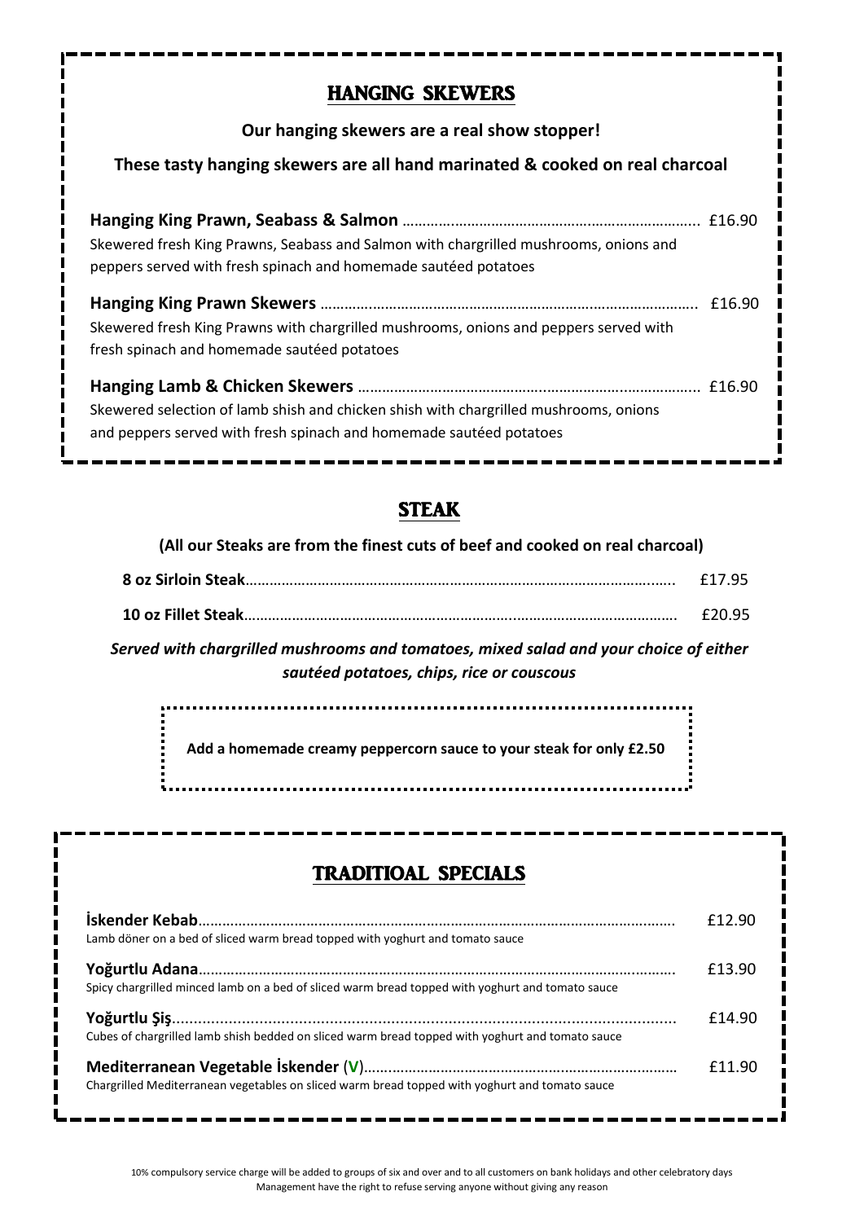## HANGING SKEWERS

**Our hanging skewers are a real show stopper!**

**These tasty hanging skewers are all hand marinated & cooked on real charcoal**

**Hanging King Prawn, Seabass & Salmon** ........................................................................ £16.90
Skewered fresh King Prawns, Seabass and Salmon with chargrilled mushrooms, onions and peppers served with fresh spinach and homemade sautéed potatoes

**Hanging King Prawn Skewers** ........................................................................................ £16.90
Skewered fresh King Prawns with chargrilled mushrooms, onions and peppers served with fresh spinach and homemade sautéed potatoes

**Hanging Lamb & Chicken Skewers** ................................................................................. £16.90
Skewered selection of lamb shish and chicken shish with chargrilled mushrooms, onions and peppers served with fresh spinach and homemade sautéed potatoes

## STEAK

**(All our Steaks are from the finest cuts of beef and cooked on real charcoal)**

**8 oz Sirloin Steak**............................................................................................................ £17.95

**10 oz Fillet Steak**............................................................................................................. £20.95

***Served with chargrilled mushrooms and tomatoes, mixed salad and your choice of either sautéed potatoes, chips, rice or couscous***

**Add a homemade creamy peppercorn sauce to your steak for only £2.50**

## TRADITIOAL SPECIALS

**İskender Kebab**.................................................................................................................. £12.90
Lamb döner on a bed of sliced warm bread topped with yoghurt and tomato sauce

**Yoğurtlu Adana**.................................................................................................................. £13.90
Spicy chargrilled minced lamb on a bed of sliced warm bread topped with yoghurt and tomato sauce

**Yoğurtlu Şiş**....................................................................................................................... £14.90
Cubes of chargrilled lamb shish bedded on sliced warm bread topped with yoghurt and tomato sauce

**Mediterranean Vegetable İskender (V)**............................................................................ £11.90
Chargrilled Mediterranean vegetables on sliced warm bread topped with yoghurt and tomato sauce

10% compulsory service charge will be added to groups of six and over and to all customers on bank holidays and other celebratory days
Management have the right to refuse serving anyone without giving any reason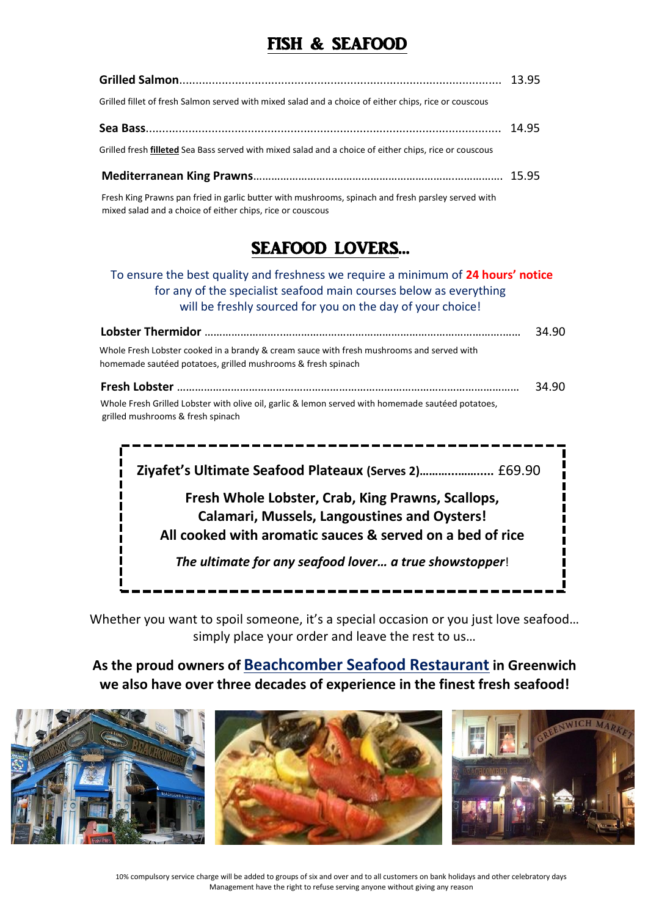# FISH & SEAFOOD

**Grilled Salmon**.................................................................................................. 13.95

Grilled fillet of fresh Salmon served with mixed salad and a choice of either chips, rice or couscous

**Sea Bass**............................................................................................................ 14.95

Grilled fresh **filleted** Sea Bass served with mixed salad and a choice of either chips, rice or couscous

**Mediterranean King Prawns**................................................................................. 15.95

Fresh King Prawns pan fried in garlic butter with mushrooms, spinach and fresh parsley served with mixed salad and a choice of either chips, rice or couscous

# SEAFOOD LOVERS…

To ensure the best quality and freshness we require a minimum of **24 hours' notice** for any of the specialist seafood main courses below as everything will be freshly sourced for you on the day of your choice!

**Lobster Thermidor** ........................................................................................................ 34.90

Whole Fresh Lobster cooked in a brandy & cream sauce with fresh mushrooms and served with homemade sautéed potatoes, grilled mushrooms & fresh spinach

**Fresh Lobster** ................................................................................................................ 34.90

Whole Fresh Grilled Lobster with olive oil, garlic & lemon served with homemade sautéed potatoes, grilled mushrooms & fresh spinach

**Ziyafet's Ultimate Seafood Plateaux (Serves 2)**...................... £69.90

**Fresh Whole Lobster, Crab, King Prawns, Scallops, Calamari, Mussels, Langoustines and Oysters!**
**All cooked with aromatic sauces & served on a bed of rice**

***The ultimate for any seafood lover… a true showstopper***!

Whether you want to spoil someone, it's a special occasion or you just love seafood… simply place your order and leave the rest to us…

**As the proud owners of Beachcomber Seafood Restaurant in Greenwich we also have over three decades of experience in the finest fresh seafood!**

10% compulsory service charge will be added to groups of six and over and to all customers on bank holidays and other celebratory days
Management have the right to refuse serving anyone without giving any reason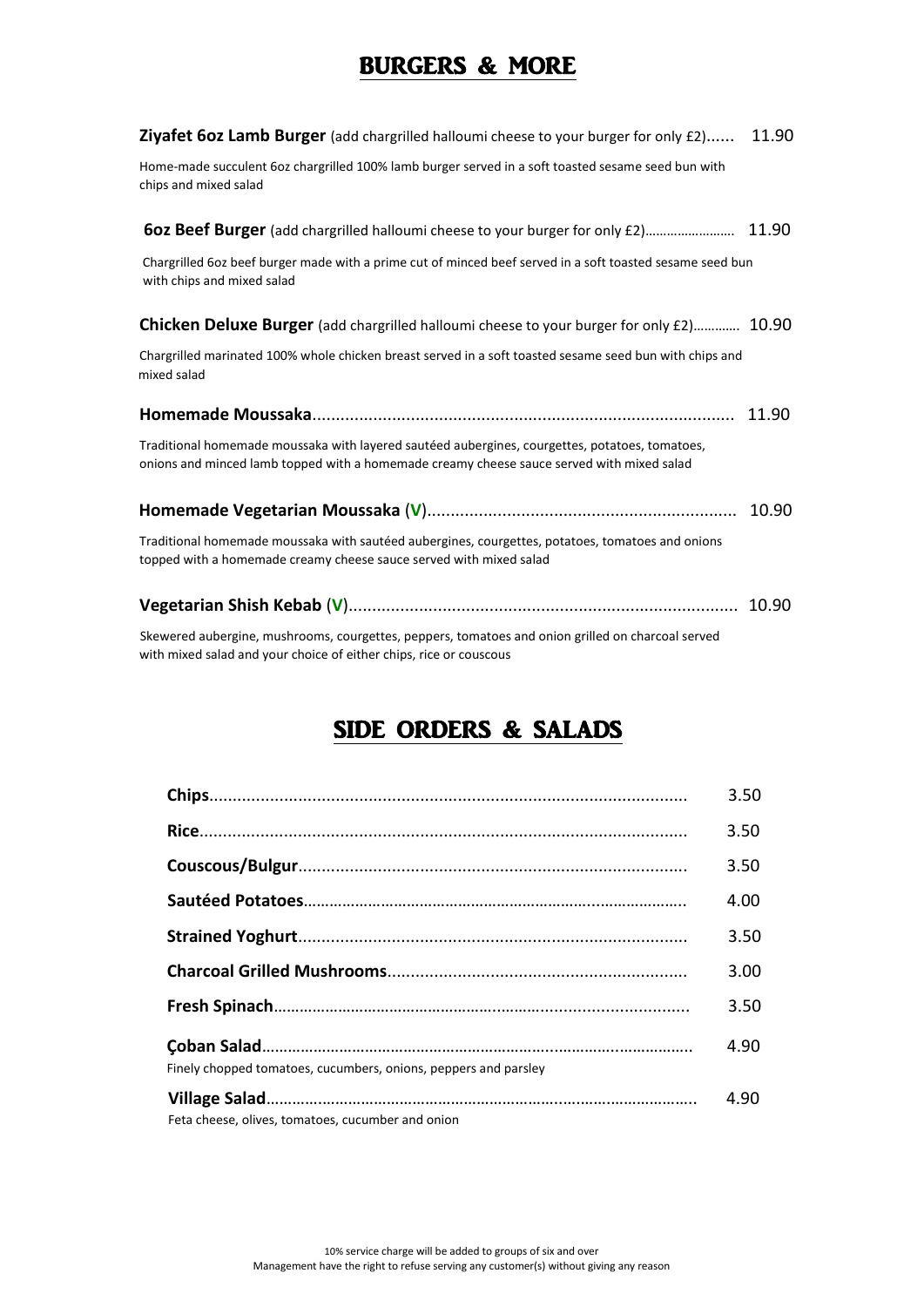# BURGERS & MORE

**Ziyafet 6oz Lamb Burger** (add chargrilled halloumi cheese to your burger for only £2)...... 11.90

Home-made succulent 6oz chargrilled 100% lamb burger served in a soft toasted sesame seed bun with chips and mixed salad

**6oz Beef Burger** (add chargrilled halloumi cheese to your burger for only £2)…………………… 11.90

Chargrilled 6oz beef burger made with a prime cut of minced beef served in a soft toasted sesame seed bun with chips and mixed salad

**Chicken Deluxe Burger** (add chargrilled halloumi cheese to your burger for only £2)………… 10.90

Chargrilled marinated 100% whole chicken breast served in a soft toasted sesame seed bun with chips and mixed salad

**Homemade Moussaka**........................................................................................ 11.90

Traditional homemade moussaka with layered sautéed aubergines, courgettes, potatoes, tomatoes, onions and minced lamb topped with a homemade creamy cheese sauce served with mixed salad

**Homemade Vegetarian Moussaka (V)**................................................................ 10.90

Traditional homemade moussaka with sautéed aubergines, courgettes, potatoes, tomatoes and onions topped with a homemade creamy cheese sauce served with mixed salad

**Vegetarian Shish Kebab (V)**.................................................................................. 10.90

Skewered aubergine, mushrooms, courgettes, peppers, tomatoes and onion grilled on charcoal served with mixed salad and your choice of either chips, rice or couscous

# SIDE ORDERS & SALADS

**Chips**.................................................................................................... 3.50

**Rice**...................................................................................................... 3.50

**Couscous/Bulgur**................................................................................. 3.50

**Sautéed Potatoes**…………………………………………………………………….. 4.00

**Strained Yoghurt**.................................................................................. 3.50

**Charcoal Grilled Mushrooms**............................................................... 3.00

**Fresh Spinach**……………………………………………………………………….. 3.50

**Çoban Salad**………………………………………………………………………….. 4.90

Finely chopped tomatoes, cucumbers, onions, peppers and parsley

**Village Salad**…………………………………………………………………………. 4.90

Feta cheese, olives, tomatoes, cucumber and onion

10% service charge will be added to groups of six and over

Management have the right to refuse serving any customer(s) without giving any reason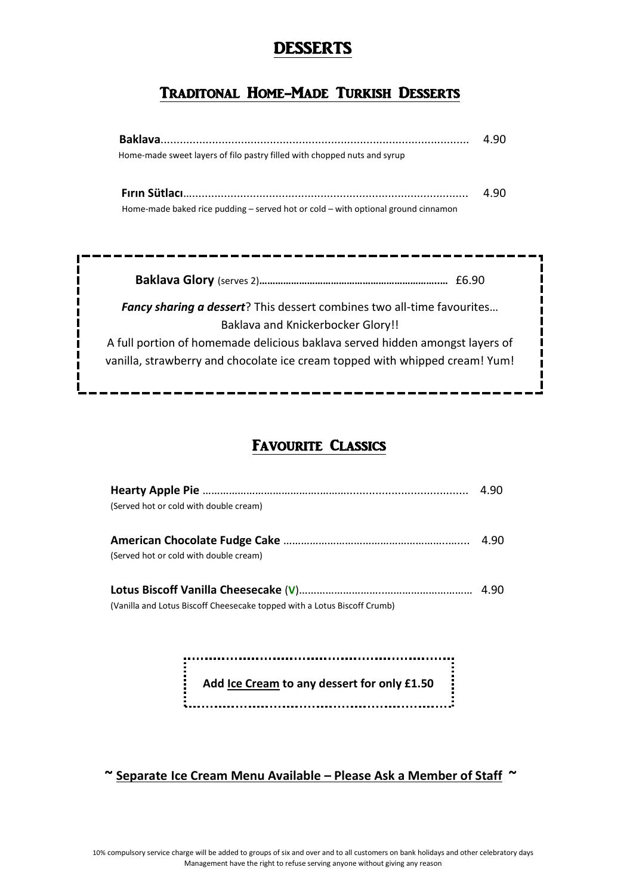# DESSERTS

## Traditonal Home-Made Turkish Desserts

**Baklava**............................................................................................ 4.90
Home-made sweet layers of filo pastry filled with chopped nuts and syrup

**Fırın Sütlacı**........................................................................................ 4.90
Home-made baked rice pudding – served hot or cold – with optional ground cinnamon

**Baklava Glory** (serves 2)**…………………………………………………………..** £6.90

***Fancy sharing a dessert***? This dessert combines two all-time favourites… Baklava and Knickerbocker Glory!!
A full portion of homemade delicious baklava served hidden amongst layers of vanilla, strawberry and chocolate ice cream topped with whipped cream! Yum!

## Favourite Classics

**Hearty Apple Pie** ……………………………………….......................................... 4.90
(Served hot or cold with double cream)

**American Chocolate Fudge Cake** …………………………………………………..... 4.90
(Served hot or cold with double cream)

**Lotus Biscoff Vanilla Cheesecake** (**V**)……………………..………………………… 4.90
(Vanilla and Lotus Biscoff Cheesecake topped with a Lotus Biscoff Crumb)

**Add Ice Cream to any dessert for only £1.50**

**~ Separate Ice Cream Menu Available – Please Ask a Member of Staff ~**

10% compulsory service charge will be added to groups of six and over and to all customers on bank holidays and other celebratory days
Management have the right to refuse serving anyone without giving any reason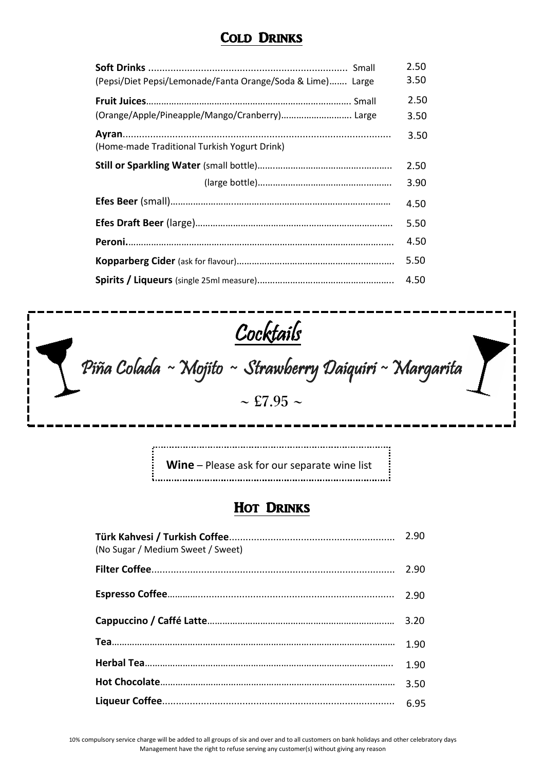## Cold Drinks

| | | |
|---|---|---|
| **Soft Drinks** (Pepsi/Diet Pepsi/Lemonade/Fanta Orange/Soda & Lime) | Small | 2.50 |
| | Large | 3.50 |
| **Fruit Juices** (Orange/Apple/Pineapple/Mango/Cranberry) | Small | 2.50 |
| | Large | 3.50 |
| **Ayran** (Home-made Traditional Turkish Yogurt Drink) | | 3.50 |
| **Still or Sparkling Water** (small bottle) | | 2.50 |
| (large bottle) | | 3.90 |
| **Efes Beer** (small) | | 4.50 |
| **Efes Draft Beer** (large) | | 5.50 |
| **Peroni.** | | 4.50 |
| **Kopparberg Cider** (ask for flavour) | | 5.50 |
| **Spirits / Liqueurs** (single 25ml measure) | | 4.50 |

## *Cocktails*

*Piña Colada ~ Mojito ~ Strawberry Daiquiri ~ Margarita*

~ £7.95 ~

**Wine** – Please ask for our separate wine list

## Hot Drinks

| | |
|---|---|
| **Türk Kahvesi / Turkish Coffee** (No Sugar / Medium Sweet / Sweet) | 2.90 |
| **Filter Coffee** | 2.90 |
| **Espresso Coffee** | 2.90 |
| **Cappuccino / Caffé Latte** | 3.20 |
| **Tea** | 1.90 |
| **Herbal Tea** | 1.90 |
| **Hot Chocolate** | 3.50 |
| **Liqueur Coffee** | 6.95 |

10% compulsory service charge will be added to all groups of six and over and to all customers on bank holidays and other celebratory days

Management have the right to refuse serving any customer(s) without giving any reason